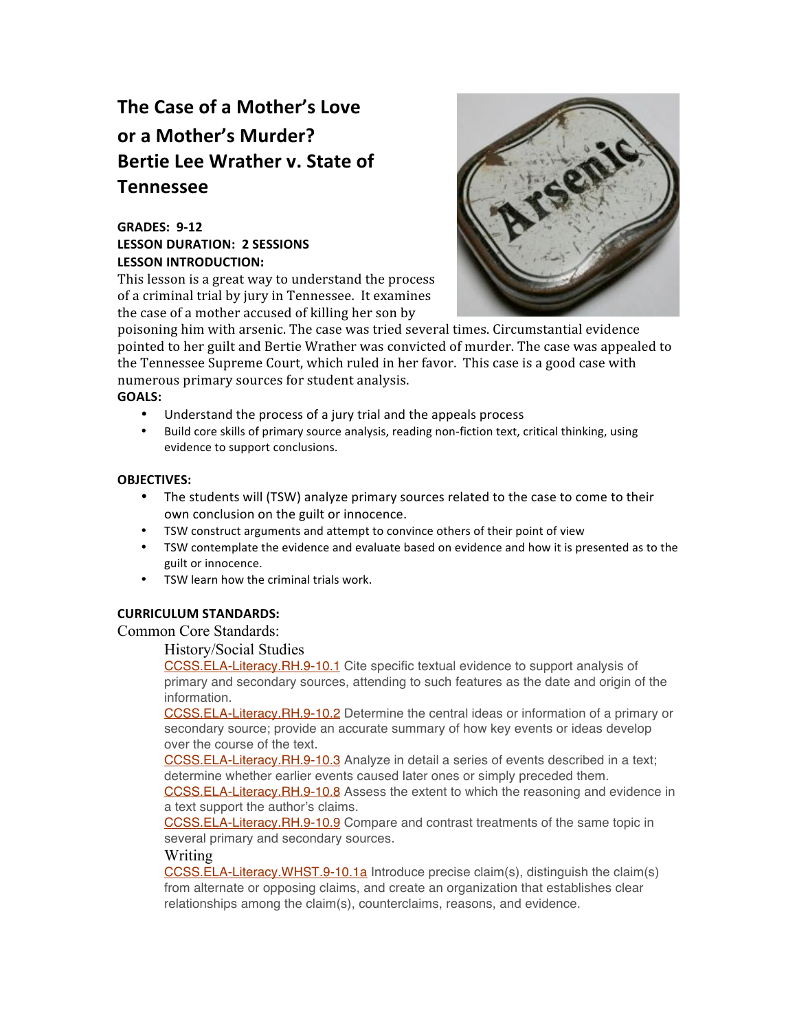# The Case of a Mother's Love or a Mother's Murder? Bertie Lee Wrather v. State of Tennessee

**GRADES: 9-12**
**LESSON DURATION: 2 SESSIONS**
**LESSON INTRODUCTION:**

This lesson is a great way to understand the process of a criminal trial by jury in Tennessee. It examines the case of a mother accused of killing her son by poisoning him with arsenic. The case was tried several times. Circumstantial evidence pointed to her guilt and Bertie Wrather was convicted of murder. The case was appealed to the Tennessee Supreme Court, which ruled in her favor. This case is a good case with numerous primary sources for student analysis.

**GOALS:**

- Understand the process of a jury trial and the appeals process
- Build core skills of primary source analysis, reading non-fiction text, critical thinking, using evidence to support conclusions.

**OBJECTIVES:**

- The students will (TSW) analyze primary sources related to the case to come to their own conclusion on the guilt or innocence.
- TSW construct arguments and attempt to convince others of their point of view
- TSW contemplate the evidence and evaluate based on evidence and how it is presented as to the guilt or innocence.
- TSW learn how the criminal trials work.

**CURRICULUM STANDARDS:**

Common Core Standards:

History/Social Studies

CCSS.ELA-Literacy.RH.9-10.1 Cite specific textual evidence to support analysis of primary and secondary sources, attending to such features as the date and origin of the information.

CCSS.ELA-Literacy.RH.9-10.2 Determine the central ideas or information of a primary or secondary source; provide an accurate summary of how key events or ideas develop over the course of the text.

CCSS.ELA-Literacy.RH.9-10.3 Analyze in detail a series of events described in a text; determine whether earlier events caused later ones or simply preceded them.

CCSS.ELA-Literacy.RH.9-10.8 Assess the extent to which the reasoning and evidence in a text support the author's claims.

CCSS.ELA-Literacy.RH.9-10.9 Compare and contrast treatments of the same topic in several primary and secondary sources.

Writing

CCSS.ELA-Literacy.WHST.9-10.1a Introduce precise claim(s), distinguish the claim(s) from alternate or opposing claims, and create an organization that establishes clear relationships among the claim(s), counterclaims, reasons, and evidence.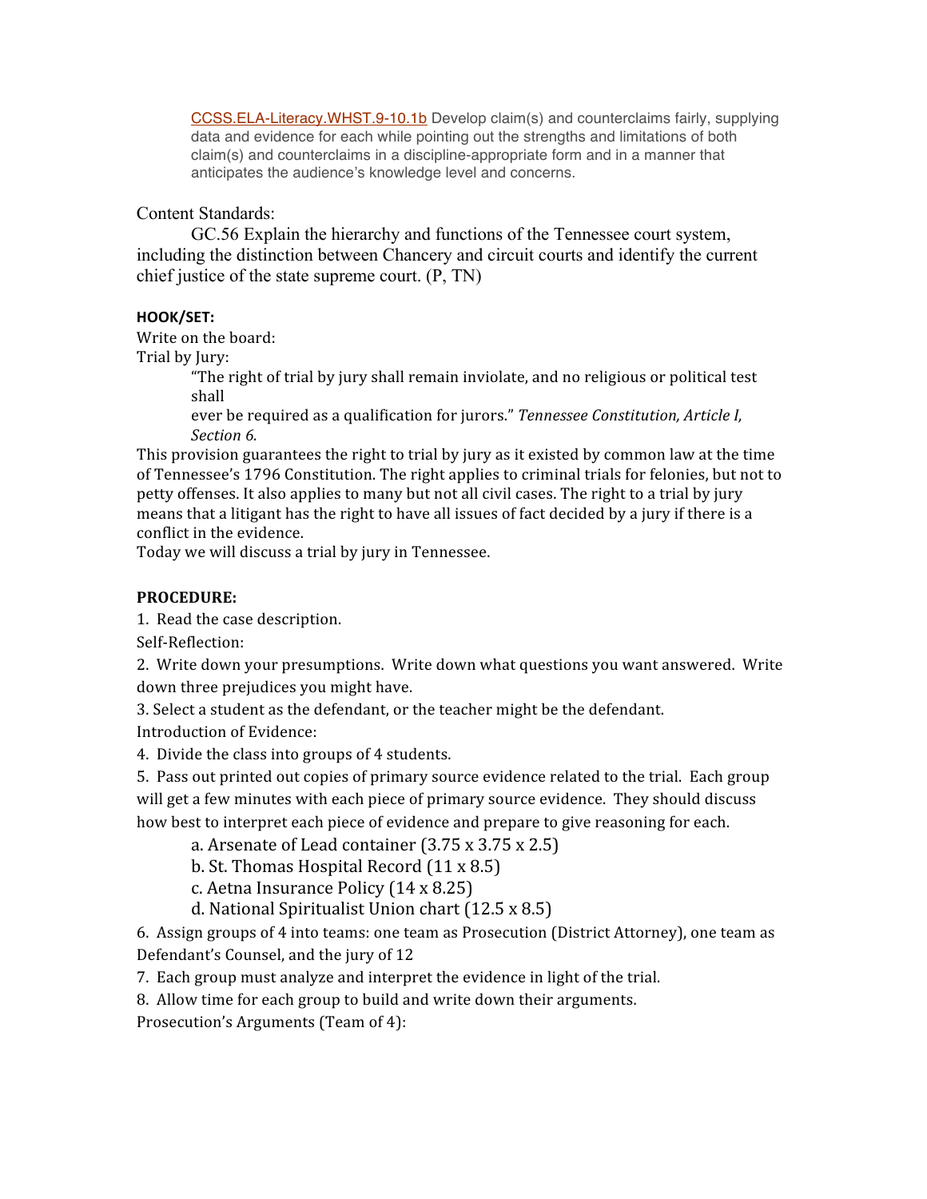CCSS.ELA-Literacy.WHST.9-10.1b Develop claim(s) and counterclaims fairly, supplying data and evidence for each while pointing out the strengths and limitations of both claim(s) and counterclaims in a discipline-appropriate form and in a manner that anticipates the audience's knowledge level and concerns.

Content Standards:

GC.56 Explain the hierarchy and functions of the Tennessee court system, including the distinction between Chancery and circuit courts and identify the current chief justice of the state supreme court. (P, TN)

**HOOK/SET:**

Write on the board:

Trial by Jury:

> "The right of trial by jury shall remain inviolate, and no religious or political test shall
> ever be required as a qualification for jurors." *Tennessee Constitution, Article I, Section 6.*

This provision guarantees the right to trial by jury as it existed by common law at the time of Tennessee's 1796 Constitution. The right applies to criminal trials for felonies, but not to petty offenses. It also applies to many but not all civil cases. The right to a trial by jury means that a litigant has the right to have all issues of fact decided by a jury if there is a conflict in the evidence.

Today we will discuss a trial by jury in Tennessee.

**PROCEDURE:**

1. Read the case description.

Self-Reflection:

2. Write down your presumptions. Write down what questions you want answered. Write down three prejudices you might have.
3. Select a student as the defendant, or the teacher might be the defendant.

Introduction of Evidence:

4. Divide the class into groups of 4 students.
5. Pass out printed out copies of primary source evidence related to the trial. Each group will get a few minutes with each piece of primary source evidence. They should discuss how best to interpret each piece of evidence and prepare to give reasoning for each.
    a. Arsenate of Lead container (3.75 x 3.75 x 2.5)
    b. St. Thomas Hospital Record (11 x 8.5)
    c. Aetna Insurance Policy (14 x 8.25)
    d. National Spiritualist Union chart (12.5 x 8.5)
6. Assign groups of 4 into teams: one team as Prosecution (District Attorney), one team as Defendant's Counsel, and the jury of 12
7. Each group must analyze and interpret the evidence in light of the trial.
8. Allow time for each group to build and write down their arguments.

Prosecution's Arguments (Team of 4):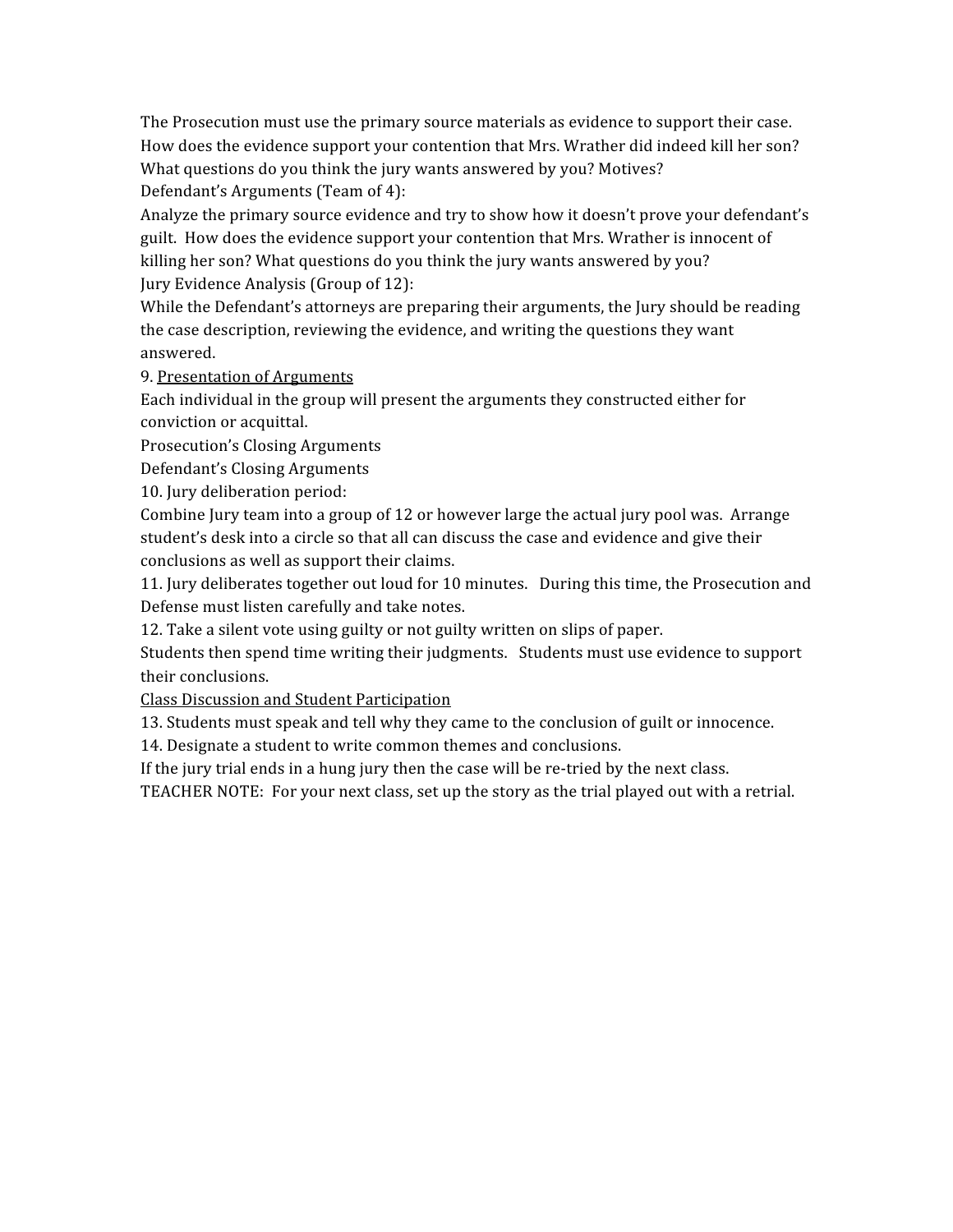The Prosecution must use the primary source materials as evidence to support their case. How does the evidence support your contention that Mrs. Wrather did indeed kill her son? What questions do you think the jury wants answered by you? Motives?

Defendant's Arguments (Team of 4):

Analyze the primary source evidence and try to show how it doesn't prove your defendant's guilt. How does the evidence support your contention that Mrs. Wrather is innocent of killing her son? What questions do you think the jury wants answered by you?

Jury Evidence Analysis (Group of 12):

While the Defendant's attorneys are preparing their arguments, the Jury should be reading the case description, reviewing the evidence, and writing the questions they want answered.

9. <u>Presentation of Arguments</u>

Each individual in the group will present the arguments they constructed either for conviction or acquittal.

Prosecution's Closing Arguments

Defendant's Closing Arguments

10. Jury deliberation period:

Combine Jury team into a group of 12 or however large the actual jury pool was. Arrange student's desk into a circle so that all can discuss the case and evidence and give their conclusions as well as support their claims.

11. Jury deliberates together out loud for 10 minutes. During this time, the Prosecution and Defense must listen carefully and take notes.

12. Take a silent vote using guilty or not guilty written on slips of paper.

Students then spend time writing their judgments. Students must use evidence to support their conclusions.

<u>Class Discussion and Student Participation</u>

13. Students must speak and tell why they came to the conclusion of guilt or innocence.

14. Designate a student to write common themes and conclusions.

If the jury trial ends in a hung jury then the case will be re-tried by the next class.

TEACHER NOTE: For your next class, set up the story as the trial played out with a retrial.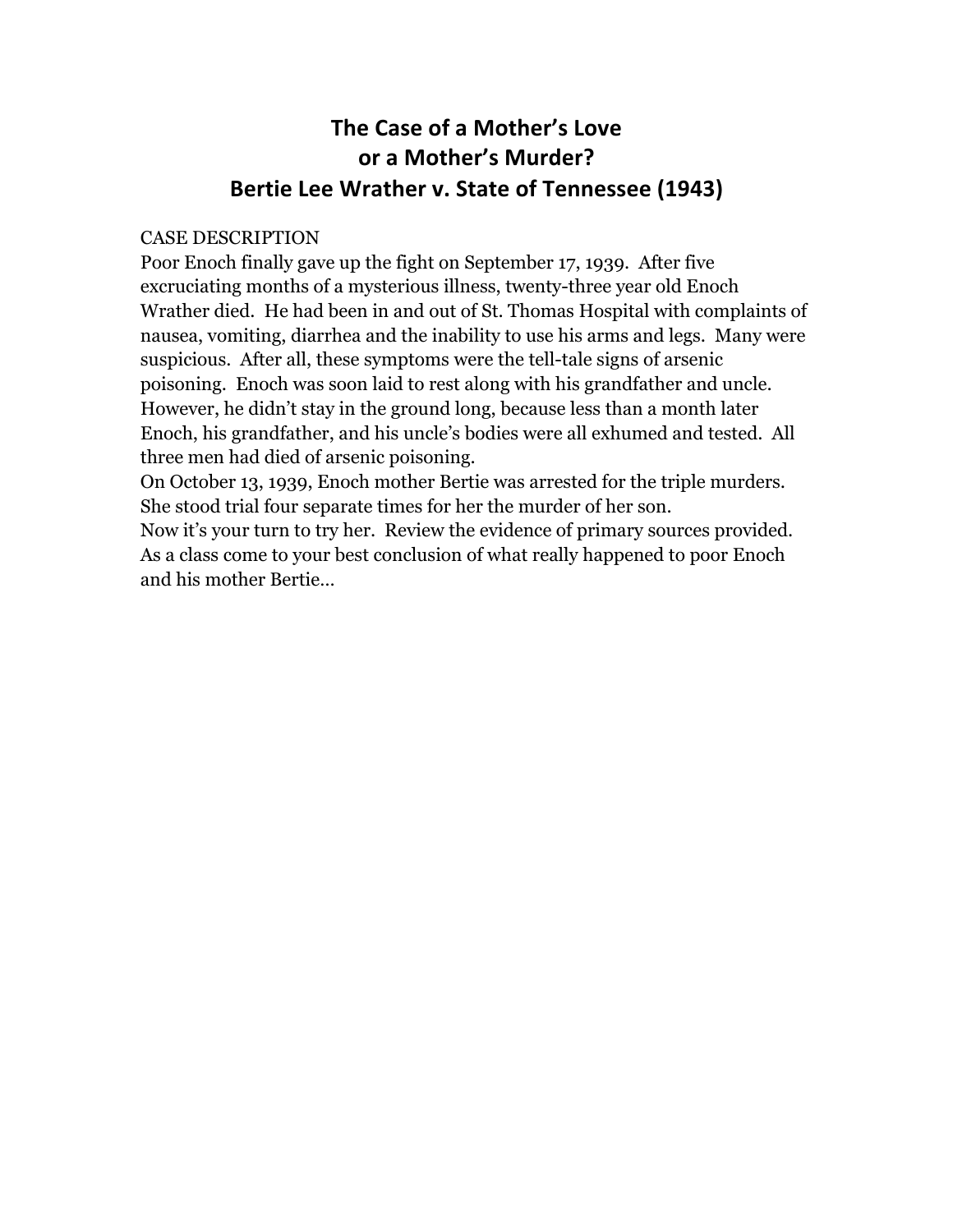# The Case of a Mother's Love or a Mother's Murder? Bertie Lee Wrather v. State of Tennessee (1943)

CASE DESCRIPTION

Poor Enoch finally gave up the fight on September 17, 1939. After five excruciating months of a mysterious illness, twenty-three year old Enoch Wrather died. He had been in and out of St. Thomas Hospital with complaints of nausea, vomiting, diarrhea and the inability to use his arms and legs. Many were suspicious. After all, these symptoms were the tell-tale signs of arsenic poisoning. Enoch was soon laid to rest along with his grandfather and uncle. However, he didn't stay in the ground long, because less than a month later Enoch, his grandfather, and his uncle's bodies were all exhumed and tested. All three men had died of arsenic poisoning.

On October 13, 1939, Enoch mother Bertie was arrested for the triple murders. She stood trial four separate times for her the murder of her son.

Now it's your turn to try her. Review the evidence of primary sources provided. As a class come to your best conclusion of what really happened to poor Enoch and his mother Bertie…